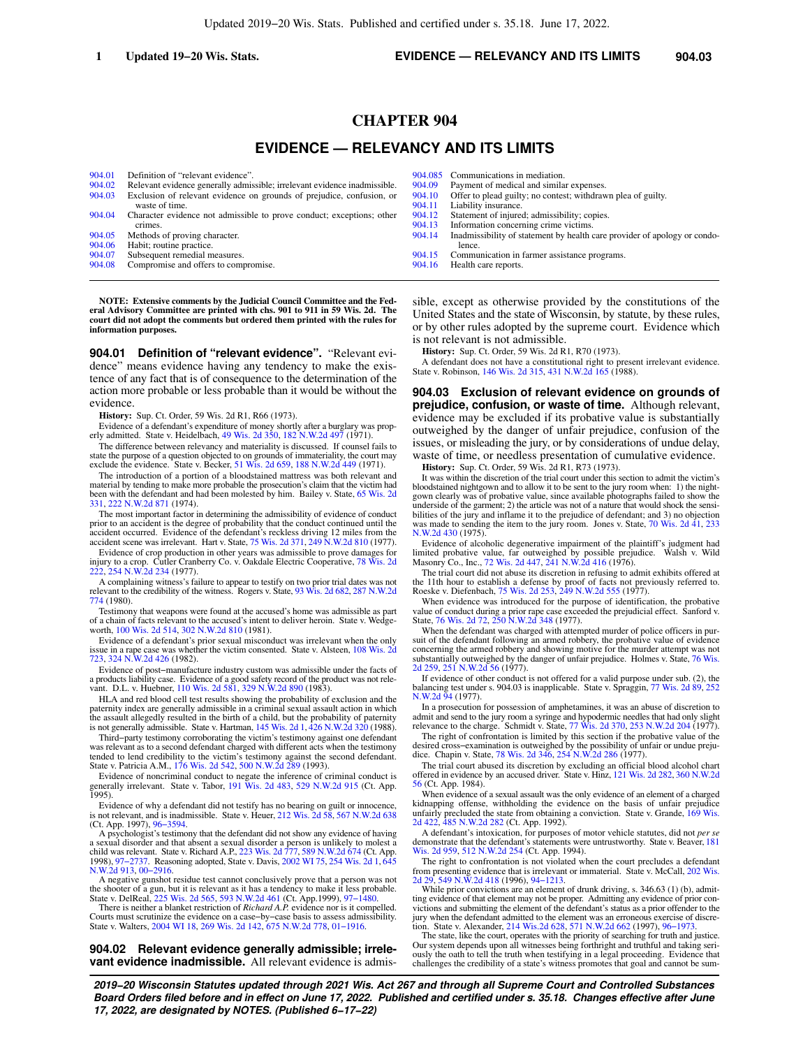# CHAPTER 904

## EVIDENCE — RELEVANCY AND ITS LIMITS

| | | | |
|---|---|---|---|
| 904.01 | Definition of "relevant evidence". | 904.085 | Communications in mediation. |
| 904.02 | Relevant evidence generally admissible; irrelevant evidence inadmissible. | 904.09 | Payment of medical and similar expenses. |
| 904.03 | Exclusion of relevant evidence on grounds of prejudice, confusion, or waste of time. | 904.10 | Offer to plead guilty; no contest; withdrawn plea of guilty. |
| 904.04 | Character evidence not admissible to prove conduct; exceptions; other crimes. | 904.11 | Liability insurance. |
| 904.05 | Methods of proving character. | 904.12 | Statement of injured; admissibility; copies. |
| 904.06 | Habit; routine practice. | 904.13 | Information concerning crime victims. |
| 904.07 | Subsequent remedial measures. | 904.14 | Inadmissibility of statement by health care provider of apology or condolence. |
| 904.08 | Compromise and offers to compromise. | 904.15 | Communication in farmer assistance programs. |
| | | 904.16 | Health care reports. |

**NOTE: Extensive comments by the Judicial Council Committee and the Federal Advisory Committee are printed with chs. 901 to 911 in 59 Wis. 2d. The court did not adopt the comments but ordered them printed with the rules for information purposes.**

**904.01 Definition of "relevant evidence".** "Relevant evidence" means evidence having any tendency to make the existence of any fact that is of consequence to the determination of the action more probable or less probable than it would be without the evidence.

**History:** Sup. Ct. Order, 59 Wis. 2d R1, R66 (1973).

Evidence of a defendant's expenditure of money shortly after a burglary was properly admitted. State v. Heidelbach, 49 Wis. 2d 350, 182 N.W.2d 497 (1971).

The difference between relevancy and materiality is discussed. If counsel fails to state the purpose of a question objected to on grounds of immateriality, the court may exclude the evidence. State v. Becker, 51 Wis. 2d 659, 188 N.W.2d 449 (1971).

The introduction of a portion of a bloodstained mattress was both relevant and material by tending to make more probable the prosecution's claim that the victim had been with the defendant and had been molested by him. Bailey v. State, 65 Wis. 2d 331, 222 N.W.2d 871 (1974).

The most important factor in determining the admissibility of evidence of conduct prior to an accident is the degree of probability that the conduct continued until the accident occurred. Evidence of the defendant's reckless driving 12 miles from the accident scene was irrelevant. Hart v. State, 75 Wis. 2d 371, 249 N.W.2d 810 (1977).

Evidence of crop production in other years was admissible to prove damages for injury to a crop. Cutler Cranberry Co. v. Oakdale Electric Cooperative, 78 Wis. 2d 222, 254 N.W.2d 234 (1977).

A complaining witness's failure to appear to testify on two prior trial dates was not relevant to the credibility of the witness. Rogers v. State, 93 Wis. 2d 682, 287 N.W.2d 774 (1980).

Testimony that weapons were found at the accused's home was admissible as part of a chain of facts relevant to the accused's intent to deliver heroin. State v. Wedgeworth, 100 Wis. 2d 514, 302 N.W.2d 810 (1981).

Evidence of a defendant's prior sexual misconduct was irrelevant when the only issue in a rape case was whether the victim consented. State v. Alsteen, 108 Wis. 2d 723, 324 N.W.2d 426 (1982).

Evidence of post–manufacture industry custom was admissible under the facts of a products liability case. Evidence of a good safety record of the product was not relevant. D.L. v. Huebner, 110 Wis. 2d 581, 329 N.W.2d 890 (1983).

HLA and red blood cell test results showing the probability of exclusion and the paternity index are generally admissible in a criminal sexual assault action in which the assault allegedly resulted in the birth of a child, but the probability of paternity is not generally admissible. State v. Hartman, 145 Wis. 2d 1, 426 N.W.2d 320 (1988).

Third–party testimony corroborating the victim's testimony against one defendant was relevant as to a second defendant charged with different acts when the testimony tended to lend credibility to the victim's testimony against the second defendant. State v. Patricia A.M., 176 Wis. 2d 542, 500 N.W.2d 289 (1993).

Evidence of noncriminal conduct to negate the inference of criminal conduct is generally irrelevant. State v. Tabor, 191 Wis. 2d 483, 529 N.W.2d 915 (Ct. App. 1995).

Evidence of why a defendant did not testify has no bearing on guilt or innocence, is not relevant, and is inadmissible. State v. Heuer, 212 Wis. 2d 58, 567 N.W.2d 638 (Ct. App. 1997), 96–3594.

A psychologist's testimony that the defendant did not show any evidence of having a sexual disorder and that absent a sexual disorder a person is unlikely to molest a child was relevant. State v. Richard A.P., 223 Wis. 2d 777, 589 N.W.2d 674 (Ct. App. 1998), 97–2737. Reasoning adopted, State v. Davis, 2002 WI 75, 254 Wis. 2d 1, 645 N.W.2d 913, 00–2916.

A negative gunshot residue test cannot conclusively prove that a person was not the shooter of a gun, but it is relevant as it has a tendency to make it less probable. State v. DelReal, 225 Wis. 2d 565, 593 N.W.2d 461 (Ct. App.1999), 97–1480.

There is neither a blanket restriction of *Richard A.P.* evidence nor is it compelled. Courts must scrutinize the evidence on a case–by–case basis to assess admissibility. State v. Walters, 2004 WI 18, 269 Wis. 2d 142, 675 N.W.2d 778, 01–1916.

**904.02 Relevant evidence generally admissible; irrelevant evidence inadmissible.** All relevant evidence is admissible, except as otherwise provided by the constitutions of the United States and the state of Wisconsin, by statute, by these rules, or by other rules adopted by the supreme court. Evidence which is not relevant is not admissible.

**History:** Sup. Ct. Order, 59 Wis. 2d R1, R70 (1973).

A defendant does not have a constitutional right to present irrelevant evidence. State v. Robinson, 146 Wis. 2d 315, 431 N.W.2d 165 (1988).

**904.03 Exclusion of relevant evidence on grounds of prejudice, confusion, or waste of time.** Although relevant, evidence may be excluded if its probative value is substantially outweighed by the danger of unfair prejudice, confusion of the issues, or misleading the jury, or by considerations of undue delay, waste of time, or needless presentation of cumulative evidence.

**History:** Sup. Ct. Order, 59 Wis. 2d R1, R73 (1973).

It was within the discretion of the trial court under this section to admit the victim's bloodstained nightgown and to allow it to be sent to the jury room when: 1) the nightgown clearly was of probative value, since available photographs failed to show the underside of the garment; 2) the article was not of a nature that would shock the sensibilities of the jury and inflame it to the prejudice of defendant; and 3) no objection was made to sending the item to the jury room. Jones v. State, 70 Wis. 2d 41, 233 N.W.2d 430 (1975).

Evidence of alcoholic degenerative impairment of the plaintiff's judgment had limited probative value, far outweighed by possible prejudice. Walsh v. Wild Masonry Co., Inc., 72 Wis. 2d 447, 241 N.W.2d 416 (1976).

The trial court did not abuse its discretion in refusing to admit exhibits offered at the 11th hour to establish a defense by proof of facts not previously referred to. Roeske v. Diefenbach, 75 Wis. 2d 253, 249 N.W.2d 555 (1977).

When evidence was introduced for the purpose of identification, the probative value of conduct during a prior rape case exceeded the prejudicial effect. Sanford v. State, 76 Wis. 2d 72, 250 N.W.2d 348 (1977).

When the defendant was charged with attempted murder of police officers in pursuit of the defendant following an armed robbery, the probative value of evidence concerning the armed robbery and showing motive for the murder attempt was not substantially outweighed by the danger of unfair prejudice. Holmes v. State, 76 Wis. 2d 259, 251 N.W.2d 56 (1977).

If evidence of other conduct is not offered for a valid purpose under sub. (2), the balancing test under s. 904.03 is inapplicable. State v. Spraggin, 77 Wis. 2d 89, 252 N.W.2d 94 (1977).

In a prosecution for possession of amphetamines, it was an abuse of discretion to admit and send to the jury room a syringe and hypodermic needles that had only slight relevance to the charge. Schmidt v. State, 77 Wis. 2d 370, 253 N.W.2d 204 (1977).

The right of confrontation is limited by this section if the probative value of the desired cross–examination is outweighed by the possibility of unfair or undue prejudice. Chapin v. State, 78 Wis. 2d 346, 254 N.W.2d 286 (1977).

The trial court abused its discretion by excluding an official blood alcohol chart offered in evidence by an accused driver. State v. Hinz, 121 Wis. 2d 282, 360 N.W.2d 56 (Ct. App. 1984).

When evidence of a sexual assault was the only evidence of an element of a charged kidnapping offense, withholding the evidence on the basis of unfair prejudice unfairly precluded the state from obtaining a conviction. State v. Grande, 169 Wis. 2d 422, 485 N.W.2d 282 (Ct. App. 1992).

A defendant's intoxication, for purposes of motor vehicle statutes, did not *per se* demonstrate that the defendant's statements were untrustworthy. State v. Beaver, 181 Wis. 2d 959, 512 N.W.2d 254 (Ct. App. 1994).

The right to confrontation is not violated when the court precludes a defendant from presenting evidence that is irrelevant or immaterial. State v. McCall, 202 Wis. 2d 29, 549 N.W.2d 418 (1996), 94–1213.

While prior convictions are an element of drunk driving, s. 346.63 (1) (b), admitting evidence of that element may not be proper. Admitting any evidence of prior convictions and submitting the element of the defendant's status as a prior offender to the jury when the defendant admitted to the element was an erroneous exercise of discretion. State v. Alexander, 214 Wis.2d 628, 571 N.W.2d 662 (1997), 96–1973.

The state, like the court, operates with the priority of searching for truth and justice. Our system depends upon all witnesses being forthright and truthful and taking seriously the oath to tell the truth when testifying in a legal proceeding. Evidence that challenges the credibility of a state's witness promotes that goal and cannot be sum-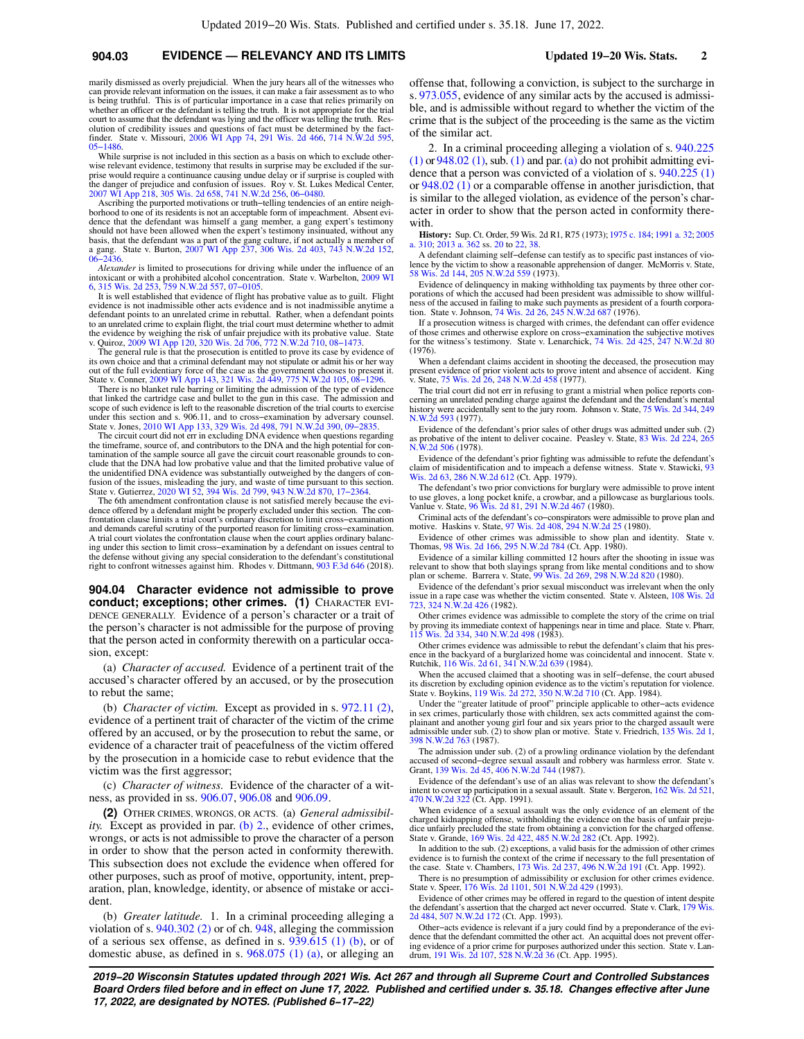marily dismissed as overly prejudicial. When the jury hears all of the witnesses who can provide relevant information on the issues, it can make a fair assessment as to who is being truthful. This is of particular importance in a case that relies primarily on whether an officer or the defendant is telling the truth. It is not appropriate for the trial court to assume that the defendant was lying and the officer was telling the truth. Resolution of credibility issues and questions of fact must be determined by the fact-finder. State v. Missouri, 2006 WI App 74, 291 Wis. 2d 466, 714 N.W.2d 595, 05−1486.

While surprise is not included in this section as a basis on which to exclude otherwise relevant evidence, testimony that results in surprise may be excluded if the surprise would require a continuance causing undue delay or if surprise is coupled with the danger of prejudice and confusion of issues. Roy v. St. Lukes Medical Center, 2007 WI App 218, 305 Wis. 2d 658, 741 N.W.2d 256, 06−0480.

Ascribing the purported motivations or truth−telling tendencies of an entire neighborhood to one of its residents is not an acceptable form of impeachment. Absent evidence that the defendant was himself a gang member, a gang expert's testimony should not have been allowed when the expert's testimony insinuated, without any basis, that the defendant was a part of the gang culture, if not actually a member of a gang. State v. Burton, 2007 WI App 237, 306 Wis. 2d 403, 743 N.W.2d 152, 06−2436.

*Alexander* is limited to prosecutions for driving while under the influence of an intoxicant or with a prohibited alcohol concentration. State v. Warbelton, 2009 WI 6, 315 Wis. 2d 253, 759 N.W.2d 557, 07−0105.

It is well established that evidence of flight has probative value as to guilt. Flight evidence is not inadmissible other acts evidence and is not inadmissible anytime a defendant points to an unrelated crime in rebuttal. Rather, when a defendant points to an unrelated crime to explain flight, the trial court must determine whether to admit the evidence by weighing the risk of unfair prejudice with its probative value. State v. Quiroz, 2009 WI App 120, 320 Wis. 2d 706, 772 N.W.2d 710, 08−1473.

The general rule is that the prosecution is entitled to prove its case by evidence of its own choice and that a criminal defendant may not stipulate or admit his or her way out of the full evidentiary force of the case as the government chooses to present it. State v. Conner, 2009 WI App 143, 321 Wis. 2d 449, 775 N.W.2d 105, 08−1296.

There is no blanket rule barring or limiting the admission of the type of evidence that linked the cartridge case and bullet to the gun in this case. The admission and scope of such evidence is left to the reasonable discretion of the trial courts to exercise under this section and s. 906.11, and to cross−examination by adversary counsel. State v. Jones, 2010 WI App 133, 329 Wis. 2d 498, 791 N.W.2d 390, 09−2835.

The circuit court did not err in excluding DNA evidence when questions regarding the timeframe, source of, and contributors to the DNA and the high potential for contamination of the sample source all gave the circuit court reasonable grounds to conclude that the DNA had low probative value and that the limited probative value of the unidentified DNA evidence was substantially outweighed by the dangers of confusion of the issues, misleading the jury, and waste of time pursuant to this section. State v. Gutierrez, 2020 WI 52, 394 Wis. 2d 799, 943 N.W.2d 870, 17−2364.

The 6th amendment confrontation clause is not satisfied merely because the evidence offered by a defendant might be properly excluded under this section. The confrontation clause limits a trial court's ordinary discretion to limit cross−examination and demands careful scrutiny of the purported reason for limiting cross−examination. A trial court violates the confrontation clause when the court applies ordinary balancing under this section to limit cross−examination by a defendant on issues central to the defense without giving any special consideration to the defendant's constitutional right to confront witnesses against him. Rhodes v. Dittmann, 903 F.3d 646 (2018).

**904.04 Character evidence not admissible to prove conduct; exceptions; other crimes.** **(1)** CHARACTER EVIDENCE GENERALLY. Evidence of a person's character or a trait of the person's character is not admissible for the purpose of proving that the person acted in conformity therewith on a particular occasion, except:

(a) *Character of accused.* Evidence of a pertinent trait of the accused's character offered by an accused, or by the prosecution to rebut the same;

(b) *Character of victim.* Except as provided in s. 972.11 (2), evidence of a pertinent trait of character of the victim of the crime offered by an accused, or by the prosecution to rebut the same, or evidence of a character trait of peacefulness of the victim offered by the prosecution in a homicide case to rebut evidence that the victim was the first aggressor;

(c) *Character of witness.* Evidence of the character of a witness, as provided in ss. 906.07, 906.08 and 906.09.

**(2)** OTHER CRIMES, WRONGS, OR ACTS. (a) *General admissibility.* Except as provided in par. (b) 2., evidence of other crimes, wrongs, or acts is not admissible to prove the character of a person in order to show that the person acted in conformity therewith. This subsection does not exclude the evidence when offered for other purposes, such as proof of motive, opportunity, intent, preparation, plan, knowledge, identity, or absence of mistake or accident.

(b) *Greater latitude.* 1. In a criminal proceeding alleging a violation of s. 940.302 (2) or of ch. 948, alleging the commission of a serious sex offense, as defined in s. 939.615 (1) (b), or of domestic abuse, as defined in s. 968.075 (1) (a), or alleging an offense that, following a conviction, is subject to the surcharge in s. 973.055, evidence of any similar acts by the accused is admissible, and is admissible without regard to whether the victim of the crime that is the subject of the proceeding is the same as the victim of the similar act.

2. In a criminal proceeding alleging a violation of s. 940.225 (1) or 948.02 (1), sub. (1) and par. (a) do not prohibit admitting evidence that a person was convicted of a violation of s. 940.225 (1) or 948.02 (1) or a comparable offense in another jurisdiction, that is similar to the alleged violation, as evidence of the person's character in order to show that the person acted in conformity therewith.

**History:** Sup. Ct. Order, 59 Wis. 2d R1, R75 (1973); 1975 c. 184; 1991 a. 32; 2005 a. 310; 2013 a. 362 ss. 20 to 22, 38.

A defendant claiming self−defense can testify as to specific past instances of violence by the victim to show a reasonable apprehension of danger. McMorris v. State, 58 Wis. 2d 144, 205 N.W.2d 559 (1973).

Evidence of delinquency in making withholding tax payments by three other corporations of which the accused had been president was admissible to show willfulness of the accused in failing to make such payments as president of a fourth corporation. State v. Johnson, 74 Wis. 2d 26, 245 N.W.2d 687 (1976).

If a prosecution witness is charged with crimes, the defendant can offer evidence of those crimes and otherwise explore on cross−examination the subjective motives for the witness's testimony. State v. Lenarchick, 74 Wis. 2d 425, 247 N.W.2d 80 (1976).

When a defendant claims accident in shooting the deceased, the prosecution may present evidence of prior violent acts to prove intent and absence of accident. King v. State, 75 Wis. 2d 26, 248 N.W.2d 458 (1977).

The trial court did not err in refusing to grant a mistrial when police reports concerning an unrelated pending charge against the defendant and the defendant's mental history were accidentally sent to the jury room. Johnson v. State, 75 Wis. 2d 344, 249 N.W.2d 593 (1977).

Evidence of the defendant's prior sales of other drugs was admitted under sub. (2) as probative of the intent to deliver cocaine. Peasley v. State, 83 Wis. 2d 224, 265 N.W.2d 506 (1978).

Evidence of the defendant's prior fighting was admissible to refute the defendant's claim of misidentification and to impeach a defense witness. State v. Stawicki, 93 Wis. 2d 63, 286 N.W.2d 612 (Ct. App. 1979).

The defendant's two prior convictions for burglary were admissible to prove intent to use gloves, a long pocket knife, a crowbar, and a pillowcase as burglarious tools. Vanlue v. State, 96 Wis. 2d 81, 291 N.W.2d 467 (1980).

Criminal acts of the defendant's co−conspirators were admissible to prove plan and motive. Haskins v. State, 97 Wis. 2d 408, 294 N.W.2d 25 (1980).

Evidence of other crimes was admissible to show plan and identity. State v. Thomas, 98 Wis. 2d 166, 295 N.W.2d 784 (Ct. App. 1980).

Evidence of a similar killing committed 12 hours after the shooting in issue was relevant to show that both slayings sprang from like mental conditions and to show plan or scheme. Barrera v. State, 99 Wis. 2d 269, 298 N.W.2d 820 (1980).

Evidence of the defendant's prior sexual misconduct was irrelevant when the only issue in a rape case was whether the victim consented. State v. Alsteen, 108 Wis. 2d 723, 324 N.W.2d 426 (1982).

Other crimes evidence was admissible to complete the story of the crime on trial by proving its immediate context of happenings near in time and place. State v. Pharr, 115 Wis. 2d 334, 340 N.W.2d 498 (1983).

Other crimes evidence was admissible to rebut the defendant's claim that his presence in the backyard of a burglarized home was coincidental and innocent. State v. Rutchik, 116 Wis. 2d 61, 341 N.W.2d 639 (1984).

When the accused claimed that a shooting was in self−defense, the court abused its discretion by excluding opinion evidence as to the victim's reputation for violence. State v. Boykins, 119 Wis. 2d 272, 350 N.W.2d 710 (Ct. App. 1984).

Under the "greater latitude of proof" principle applicable to other−acts evidence in sex crimes, particularly those with children, sex acts committed against the complainant and another young girl four and six years prior to the charged assault were admissible under sub. (2) to show plan or motive. State v. Friedrich, 135 Wis. 2d 1, 398 N.W.2d 763 (1987).

The admission under sub. (2) of a prowling ordinance violation by the defendant accused of second−degree sexual assault and robbery was harmless error. State v. Grant, 139 Wis. 2d 45, 406 N.W.2d 744 (1987).

Evidence of the defendant's use of an alias was relevant to show the defendant's intent to cover up participation in a sexual assault. State v. Bergeron, 162 Wis. 2d 521, 470 N.W.2d 322 (Ct. App. 1991).

When evidence of a sexual assault was the only evidence of an element of the charged kidnapping offense, withholding the evidence on the basis of unfair prejudice unfairly precluded the state from obtaining a conviction for the charged offense. State v. Grande, 169 Wis. 2d 422, 485 N.W.2d 282 (Ct. App. 1992).

In addition to the sub. (2) exceptions, a valid basis for the admission of other crimes evidence is to furnish the context of the crime if necessary to the full presentation of the case. State v. Chambers, 173 Wis. 2d 237, 496 N.W.2d 191 (Ct. App. 1992).

There is no presumption of admissibility or exclusion for other crimes evidence. State v. Speer, 176 Wis. 2d 1101, 501 N.W.2d 429 (1993).

Evidence of other crimes may be offered in regard to the question of intent despite the defendant's assertion that the charged act never occurred. State v. Clark, 179 Wis. 2d 484, 507 N.W.2d 172 (Ct. App. 1993).

Other−acts evidence is relevant if a jury could find by a preponderance of the evidence that the defendant committed the other act. An acquittal does not prevent offering evidence of a prior crime for purposes authorized under this section. State v. Landrum, 191 Wis. 2d 107, 528 N.W.2d 36 (Ct. App. 1995).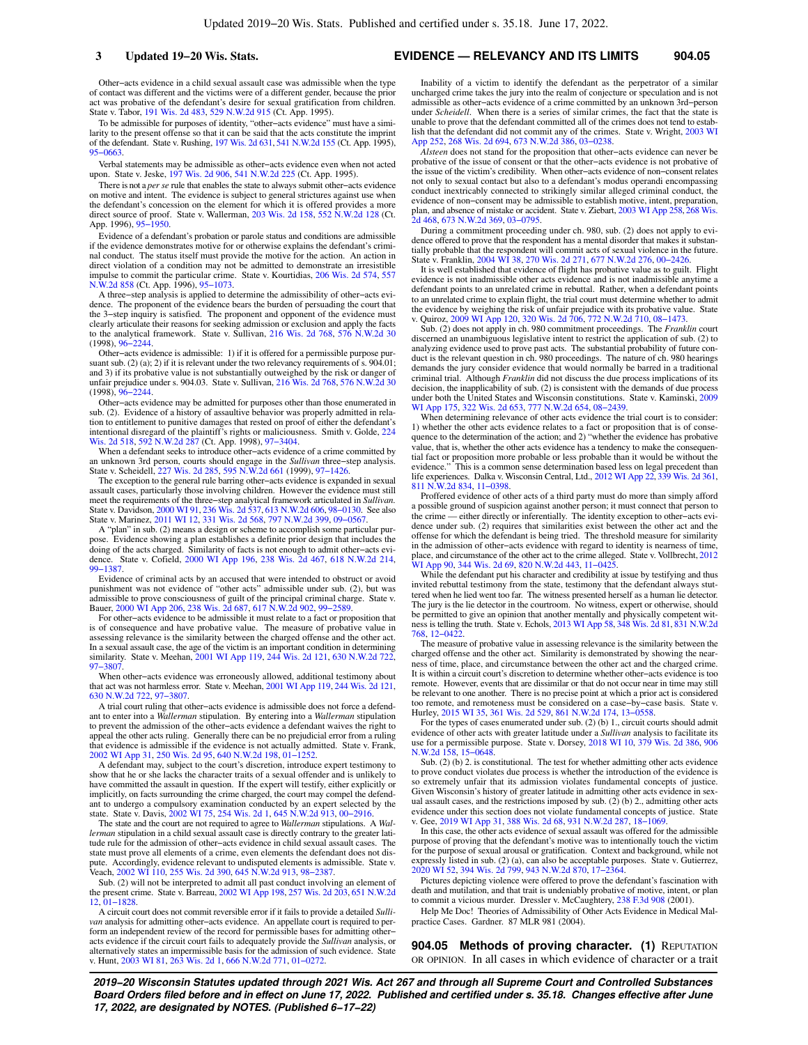Other−acts evidence in a child sexual assault case was admissible when the type of contact was different and the victims were of a different gender, because the prior act was probative of the defendant's desire for sexual gratification from children. State v. Tabor, 191 Wis. 2d 483, 529 N.W.2d 915 (Ct. App. 1995).

To be admissible for purposes of identity, "other−acts evidence" must have a similarity to the present offense so that it can be said that the acts constitute the imprint of the defendant. State v. Rushing, 197 Wis. 2d 631, 541 N.W.2d 155 (Ct. App. 1995), 95−0663.

Verbal statements may be admissible as other−acts evidence even when not acted upon. State v. Jeske, 197 Wis. 2d 906, 541 N.W.2d 225 (Ct. App. 1995).

There is not a *per se* rule that enables the state to always submit other−acts evidence on motive and intent. The evidence is subject to general strictures against use when the defendant's concession on the element for which it is offered provides a more direct source of proof. State v. Wallerman, 203 Wis. 2d 158, 552 N.W.2d 128 (Ct. App. 1996), 95−1950.

Evidence of a defendant's probation or parole status and conditions are admissible if the evidence demonstrates motive for or otherwise explains the defendant's criminal conduct. The status itself must provide the motive for the action. An action in direct violation of a condition may not be admitted to demonstrate an irresistible impulse to commit the particular crime. State v. Kourtidias, 206 Wis. 2d 574, 557 N.W.2d 858 (Ct. App. 1996), 95−1073.

A three−step analysis is applied to determine the admissibility of other−acts evidence. The proponent of the evidence bears the burden of persuading the court that the 3−step inquiry is satisfied. The proponent and opponent of the evidence must clearly articulate their reasons for seeking admission or exclusion and apply the facts to the analytical framework. State v. Sullivan, 216 Wis. 2d 768, 576 N.W.2d 30 (1998), 96−2244.

Other−acts evidence is admissible: 1) if it is offered for a permissible purpose pursuant sub. (2) (a); 2) if it is relevant under the two relevancy requirements of s. 904.01; and 3) if its probative value is not substantially outweighed by the risk or danger of unfair prejudice under s. 904.03. State v. Sullivan, 216 Wis. 2d 768, 576 N.W.2d 30 (1998), 96−2244.

Other−acts evidence may be admitted for purposes other than those enumerated in sub. (2). Evidence of a history of assaultive behavior was properly admitted in relation to entitlement to punitive damages that rested on proof of either the defendant's intentional disregard of the plaintiff's rights or maliciousness. Smith v. Golde, 224 Wis. 2d 518, 592 N.W.2d 287 (Ct. App. 1998), 97−3404.

When a defendant seeks to introduce other−acts evidence of a crime committed by an unknown 3rd person, courts should engage in the *Sullivan* three−step analysis. State v. Scheidell, 227 Wis. 2d 285, 595 N.W.2d 661 (1999), 97−1426.

The exception to the general rule barring other−acts evidence is expanded in sexual assault cases, particularly those involving children. However the evidence must still meet the requirements of the three−step analytical framework articulated in *Sullivan*. State v. Davidson, 2000 WI 91, 236 Wis. 2d 537, 613 N.W.2d 606, 98−0130. See also State v. Marinez, 2011 WI 12, 331 Wis. 2d 568, 797 N.W.2d 399, 09−0567.

A "plan" in sub. (2) means a design or scheme to accomplish some particular purpose. Evidence showing a plan establishes a definite prior design that includes the doing of the acts charged. Similarity of facts is not enough to admit other−acts evidence. State v. Cofield, 2000 WI App 196, 238 Wis. 2d 467, 618 N.W.2d 214, 99−1387.

Evidence of criminal acts by an accused that were intended to obstruct or avoid punishment was not evidence of "other acts" admissible under sub. (2), but was admissible to prove consciousness of guilt of the principal criminal charge. State v. Bauer, 2000 WI App 206, 238 Wis. 2d 687, 617 N.W.2d 902, 99−2589.

For other−acts evidence to be admissible it must relate to a fact or proposition that is of consequence and have probative value. The measure of probative value in assessing relevance is the similarity between the charged offense and the other act. In a sexual assault case, the age of the victim is an important condition in determining similarity. State v. Meehan, 2001 WI App 119, 244 Wis. 2d 121, 630 N.W.2d 722, 97−3807.

When other−acts evidence was erroneously allowed, additional testimony about that act was not harmless error. State v. Meehan, 2001 WI App 119, 244 Wis. 2d 121, 630 N.W.2d 722, 97−3807.

A trial court ruling that other−acts evidence is admissible does not force a defendant to enter into a *Wallerman* stipulation. By entering into a *Wallerman* stipulation to prevent the admission of the other−acts evidence a defendant waives the right to appeal the other acts ruling. Generally there can be no prejudicial error from a ruling that evidence is admissible if the evidence is not actually admitted. State v. Frank, 2002 WI App 31, 250 Wis. 2d 95, 640 N.W.2d 198, 01−1252.

A defendant may, subject to the court's discretion, introduce expert testimony to show that he or she lacks the character traits of a sexual offender and is unlikely to have committed the assault in question. If the expert will testify, either explicitly or implicitly, on facts surrounding the crime charged, the court may compel the defendant to undergo a compulsory examination conducted by an expert selected by the state. State v. Davis, 2002 WI 75, 254 Wis. 2d 1, 645 N.W.2d 913, 00−2916.

The state and the court are not required to agree to *Wallerman* stipulations. A *Wallerman* stipulation in a child sexual assault case is directly contrary to the greater latitude rule for the admission of other−acts evidence in child sexual assault cases. The state must prove all elements of a crime, even elements the defendant does not dispute. Accordingly, evidence relevant to undisputed elements is admissible. State v. Veach, 2002 WI 110, 255 Wis. 2d 390, 645 N.W.2d 913, 98−2387.

Sub. (2) will not be interpreted to admit all past conduct involving an element of the present crime. State v. Barreau, 2002 WI App 198, 257 Wis. 2d 203, 651 N.W.2d 12, 01−1828.

A circuit court does not commit reversible error if it fails to provide a detailed *Sullivan* analysis for admitting other−acts evidence. An appellate court is required to perform an independent review of the record for permissible bases for admitting other−acts evidence if the circuit court fails to adequately provide the *Sullivan* analysis, or alternatively states an impermissible basis for the admission of such evidence. State v. Hunt, 2003 WI 81, 263 Wis. 2d 1, 666 N.W.2d 771, 01−0272.

Inability of a victim to identify the defendant as the perpetrator of a similar uncharged crime takes the jury into the realm of conjecture or speculation and is not admissible as other−acts evidence of a crime committed by an unknown 3rd−person under *Scheidell*. When there is a series of similar crimes, the fact that the state is unable to prove that the defendant committed all of the crimes does not tend to establish that the defendant did not commit any of the crimes. State v. Wright, 2003 WI App 252, 268 Wis. 2d 694, 673 N.W.2d 386, 03−0238.

*Alsteen* does not stand for the proposition that other−acts evidence can never be probative of the issue of consent or that the other−acts evidence is not probative of the issue of the victim's credibility. When other−acts evidence of non−consent relates not only to sexual contact but also to a defendant's modus operandi encompassing conduct inextricably connected to strikingly similar alleged criminal conduct, the evidence of non−consent may be admissible to establish motive, intent, preparation, plan, and absence of mistake or accident. State v. Ziebart, 2003 WI App 258, 268 Wis. 2d 468, 673 N.W.2d 369, 03−0795.

During a commitment proceeding under ch. 980, sub. (2) does not apply to evidence offered to prove that the respondent has a mental disorder that makes it substantially probable that the respondent will commit acts of sexual violence in the future. State v. Franklin, 2004 WI 38, 270 Wis. 2d 271, 677 N.W.2d 276, 00−2426.

It is well established that evidence of flight has probative value as to guilt. Flight evidence is not inadmissible other acts evidence and is not inadmissible anytime a defendant points to an unrelated crime in rebuttal. Rather, when a defendant points to an unrelated crime to explain flight, the trial court must determine whether to admit the evidence by weighing the risk of unfair prejudice with its probative value. State v. Quiroz, 2009 WI App 120, 320 Wis. 2d 706, 772 N.W.2d 710, 08−1473.

Sub. (2) does not apply in ch. 980 commitment proceedings. The *Franklin* court discerned an unambiguous legislative intent to restrict the application of sub. (2) to analyzing evidence used to prove past acts. The substantial probability of future conduct is the relevant question in ch. 980 proceedings. The nature of ch. 980 hearings demands the jury consider evidence that would normally be barred in a traditional criminal trial. Although *Franklin* did not discuss the due process implications of its decision, the inapplicability of sub. (2) is consistent with the demands of due process under both the United States and Wisconsin constitutions. State v. Kaminski, 2009 WI App 175, 322 Wis. 2d 653, 777 N.W.2d 654, 08−2439.

When determining relevance of other acts evidence the trial court is to consider: 1) whether the other acts evidence relates to a fact or proposition that is of consequence to the determination of the action; and 2) "whether the evidence has probative value, that is, whether the other acts evidence has a tendency to make the consequential fact or proposition more probable or less probable than it would be without the evidence." This is a common sense determination based less on legal precedent than life experiences. Dalka v. Wisconsin Central, Ltd., 2012 WI App 22, 339 Wis. 2d 361, 811 N.W.2d 834, 11−0398.

Proffered evidence of other acts of a third party must do more than simply afford a possible ground of suspicion against another person; it must connect that person to the crime — either directly or inferentially. The identity exception to other−acts evidence under sub. (2) requires that similarities exist between the other act and the offense for which the defendant is being tried. The threshold measure for similarity in the admission of other−acts evidence with regard to identity is nearness of time, place, and circumstance of the other act to the crime alleged. State v. Vollbrecht, 2012 WI App 90, 344 Wis. 2d 69, 820 N.W.2d 443, 11−0425.

While the defendant put his character and credibility at issue by testifying and thus invited rebuttal testimony from the state, testimony that the defendant always stuttered when he lied went too far. The witness presented herself as a human lie detector. The jury is the lie detector in the courtroom. No witness, expert or otherwise, should be permitted to give an opinion that another mentally and physically competent witness is telling the truth. State v. Echols, 2013 WI App 58, 348 Wis. 2d 81, 831 N.W.2d 768, 12−0422.

The measure of probative value in assessing relevance is the similarity between the charged offense and the other act. Similarity is demonstrated by showing the nearness of time, place, and circumstance between the other act and the charged crime. It is within a circuit court's discretion to determine whether other−acts evidence is too remote. However, events that are dissimilar or that do not occur near in time may still be relevant to one another. There is no precise point at which a prior act is considered too remote, and remoteness must be considered on a case−by−case basis. State v. Hurley, 2015 WI 35, 361 Wis. 2d 529, 861 N.W.2d 174, 13−0558.

For the types of cases enumerated under sub. (2) (b) 1., circuit courts should admit evidence of other acts with greater latitude under a *Sullivan* analysis to facilitate its use for a permissible purpose. State v. Dorsey, 2018 WI 10, 379 Wis. 2d 386, 906 N.W.2d 158, 15−0648.

Sub. (2) (b) 2. is constitutional. The test for whether admitting other acts evidence to prove conduct violates due process is whether the introduction of the evidence is so extremely unfair that its admission violates fundamental concepts of justice. Given Wisconsin's history of greater latitude in admitting other acts evidence in sexual assault cases, and the restrictions imposed by sub. (2) (b) 2., admitting other acts evidence under this section does not violate fundamental concepts of justice. State v. Gee, 2019 WI App 31, 388 Wis. 2d 68, 931 N.W.2d 287, 18−1069.

In this case, the other acts evidence of sexual assault was offered for the admissible purpose of proving that the defendant's motive was to intentionally touch the victim for the purpose of sexual arousal or gratification. Context and background, while not expressly listed in sub. (2) (a), can also be acceptable purposes. State v. Gutierrez, 2020 WI 52, 394 Wis. 2d 799, 943 N.W.2d 870, 17−2364.

Pictures depicting violence were offered to prove the defendant's fascination with death and mutilation, and that trait is undeniably probative of motive, intent, or plan to commit a vicious murder. Dressler v. McCaughtry, 238 F.3d 908 (2001).

Help Me Doc! Theories of Admissibility of Other Acts Evidence in Medical Malpractice Cases. Gardner. 87 MLR 981 (2004).

**904.05 Methods of proving character. (1)** REPUTATION OR OPINION. In all cases in which evidence of character or a trait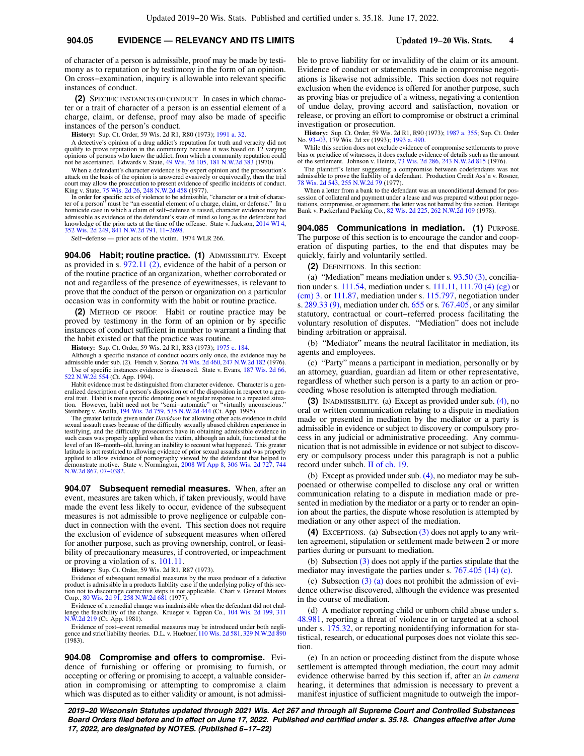of character of a person is admissible, proof may be made by testimony as to reputation or by testimony in the form of an opinion. On cross−examination, inquiry is allowable into relevant specific instances of conduct.

**(2)** SPECIFIC INSTANCES OF CONDUCT. In cases in which character or a trait of character of a person is an essential element of a charge, claim, or defense, proof may also be made of specific instances of the person's conduct.

**History:** Sup. Ct. Order, 59 Wis. 2d R1, R80 (1973); 1991 a. 32.

A detective's opinion of a drug addict's reputation for truth and veracity did not qualify to prove reputation in the community because it was based on 12 varying opinions of persons who knew the addict, from which a community reputation could not be ascertained. Edwards v. State, 49 Wis. 2d 105, 181 N.W.2d 383 (1970).

When a defendant's character evidence is by expert opinion and the prosecution's attack on the basis of the opinion is answered evasively or equivocally, then the trial court may allow the prosecution to present evidence of specific incidents of conduct. King v. State, 75 Wis. 2d 26, 248 N.W.2d 458 (1977).

In order for specific acts of violence to be admissible, "character or a trait of character of a person" must be "an essential element of a charge, claim, or defense." In a homicide case in which a claim of self−defense is raised, character evidence may be admissible as evidence of the defendant's state of mind so long as the defendant had knowledge of the prior acts at the time of the offense. State v. Jackson, 2014 WI 4, 352 Wis. 2d 249, 841 N.W.2d 791, 11−2698.

Self−defense — prior acts of the victim. 1974 WLR 266.

**904.06 Habit; routine practice. (1)** ADMISSIBILITY. Except as provided in s. 972.11 (2), evidence of the habit of a person or of the routine practice of an organization, whether corroborated or not and regardless of the presence of eyewitnesses, is relevant to prove that the conduct of the person or organization on a particular occasion was in conformity with the habit or routine practice.

**(2)** METHOD OF PROOF. Habit or routine practice may be proved by testimony in the form of an opinion or by specific instances of conduct sufficient in number to warrant a finding that the habit existed or that the practice was routine.

**History:** Sup. Ct. Order, 59 Wis. 2d R1, R83 (1973); 1975 c. 184.

Although a specific instance of conduct occurs only once, the evidence may be admissible under sub. (2). French v. Sorano, 74 Wis. 2d 460, 247 N.W.2d 182 (1976).

Use of specific instances evidence is discussed. State v. Evans, 187 Wis. 2d 66, 522 N.W.2d 554 (Ct. App. 1994).

Habit evidence must be distinguished from character evidence. Character is a generalized description of a person's disposition or of the disposition in respect to a general trait. Habit is more specific denoting one's regular response to a repeated situation. However, habit need not be "semi−automatic" or "virtually unconscious." Steinberg v. Arcilla, 194 Wis. 2d 759, 535 N.W.2d 444 (Ct. App. 1995).

The greater latitude given under *Davidson* for allowing other acts evidence in child sexual assault cases because of the difficulty sexually abused children experience in testifying, and the difficulty prosecutors have in obtaining admissible evidence in such cases was properly applied when the victim, although an adult, functioned at the level of an 18−month−old, having an inability to recount what happened. This greater latitude is not restricted to allowing evidence of prior sexual assaults and was properly applied to allow evidence of pornography viewed by the defendant that helped to demonstrate motive. State v. Normington, 2008 WI App 8, 306 Wis. 2d 727, 744 N.W.2d 867, 07−0382.

**904.07 Subsequent remedial measures.** When, after an event, measures are taken which, if taken previously, would have made the event less likely to occur, evidence of the subsequent measures is not admissible to prove negligence or culpable conduct in connection with the event. This section does not require the exclusion of evidence of subsequent measures when offered for another purpose, such as proving ownership, control, or feasibility of precautionary measures, if controverted, or impeachment or proving a violation of s. 101.11.

**History:** Sup. Ct. Order, 59 Wis. 2d R1, R87 (1973).

Evidence of subsequent remedial measures by the mass producer of a defective product is admissible in a products liability case if the underlying policy of this section not to discourage corrective steps is not applicable. Chart v. General Motors Corp., 80 Wis. 2d 91, 258 N.W.2d 681 (1977).

Evidence of a remedial change was inadmissible when the defendant did not challenge the feasibility of the change. Krueger v. Tappan Co., 104 Wis. 2d 199, 311 N.W.2d 219 (Ct. App. 1981).

Evidence of post−event remedial measures may be introduced under both negligence and strict liability theories. D.L. v. Huebner, 110 Wis. 2d 581, 329 N.W.2d 890 (1983).

**904.08 Compromise and offers to compromise.** Evidence of furnishing or offering or promising to furnish, or accepting or offering or promising to accept, a valuable consideration in compromising or attempting to compromise a claim which was disputed as to either validity or amount, is not admissible to prove liability for or invalidity of the claim or its amount. Evidence of conduct or statements made in compromise negotiations is likewise not admissible. This section does not require exclusion when the evidence is offered for another purpose, such as proving bias or prejudice of a witness, negativing a contention of undue delay, proving accord and satisfaction, novation or release, or proving an effort to compromise or obstruct a criminal investigation or prosecution.

**History:** Sup. Ct. Order, 59 Wis. 2d R1, R90 (1973); 1987 a. 355; Sup. Ct. Order No. 93−03, 179 Wis. 2d xv (1993); 1993 a. 490.

While this section does not exclude evidence of compromise settlements to prove bias or prejudice of witnesses, it does exclude evidence of details such as the amount of the settlement. Johnson v. Heintz, 73 Wis. 2d 286, 243 N.W.2d 815 (1976).

The plaintiff's letter suggesting a compromise between codefendants was not admissible to prove the liability of a defendant. Production Credit Ass'n v. Rosner, 78 Wis. 2d 543, 255 N.W.2d 79 (1977).

When a letter from a bank to the defendant was an unconditional demand for possession of collateral and payment under a lease and was prepared without prior negotiations, compromise, or agreement, the letter was not barred by this section. Heritage Bank v. Packerland Packing Co., 82 Wis. 2d 225, 262 N.W.2d 109 (1978).

**904.085 Communications in mediation. (1)** PURPOSE. The purpose of this section is to encourage the candor and cooperation of disputing parties, to the end that disputes may be quickly, fairly and voluntarily settled.

**(2)** DEFINITIONS. In this section:

(a) "Mediation" means mediation under s. 93.50 (3), conciliation under s. 111.54, mediation under s. 111.11, 111.70 (4) (cg) or (cm) 3. or 111.87, mediation under s. 115.797, negotiation under s. 289.33 (9), mediation under ch. 655 or s. 767.405, or any similar statutory, contractual or court−referred process facilitating the voluntary resolution of disputes. "Mediation" does not include binding arbitration or appraisal.

(b) "Mediator" means the neutral facilitator in mediation, its agents and employees.

(c) "Party" means a participant in mediation, personally or by an attorney, guardian, guardian ad litem or other representative, regardless of whether such person is a party to an action or proceeding whose resolution is attempted through mediation.

**(3)** INADMISSIBILITY. (a) Except as provided under sub. (4), no oral or written communication relating to a dispute in mediation made or presented in mediation by the mediator or a party is admissible in evidence or subject to discovery or compulsory process in any judicial or administrative proceeding. Any communication that is not admissible in evidence or not subject to discovery or compulsory process under this paragraph is not a public record under subch. II of ch. 19.

(b) Except as provided under sub. (4), no mediator may be subpoenaed or otherwise compelled to disclose any oral or written communication relating to a dispute in mediation made or presented in mediation by the mediator or a party or to render an opinion about the parties, the dispute whose resolution is attempted by mediation or any other aspect of the mediation.

**(4)** EXCEPTIONS. (a) Subsection (3) does not apply to any written agreement, stipulation or settlement made between 2 or more parties during or pursuant to mediation.

(b) Subsection (3) does not apply if the parties stipulate that the mediator may investigate the parties under s. 767.405 (14) (c).

(c) Subsection (3) (a) does not prohibit the admission of evidence otherwise discovered, although the evidence was presented in the course of mediation.

(d) A mediator reporting child or unborn child abuse under s. 48.981, reporting a threat of violence in or targeted at a school under s. 175.32, or reporting nonidentifying information for statistical, research, or educational purposes does not violate this section.

(e) In an action or proceeding distinct from the dispute whose settlement is attempted through mediation, the court may admit evidence otherwise barred by this section if, after an *in camera* hearing, it determines that admission is necessary to prevent a manifest injustice of sufficient magnitude to outweigh the impor-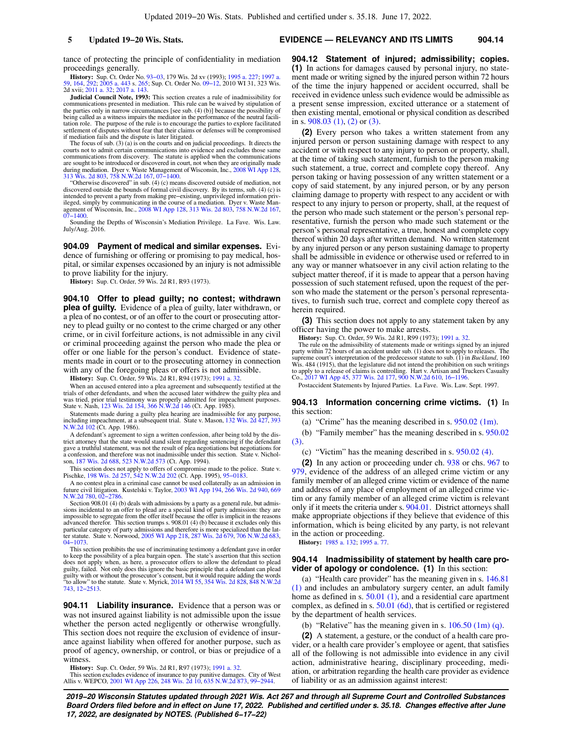tance of protecting the principle of confidentiality in mediation proceedings generally.

**History:** Sup. Ct. Order No. 93–03, 179 Wis. 2d xv (1993); 1995 a. 227; 1997 a. 59, 164, 292; 2005 a. 443 s. 265; Sup. Ct. Order No. 09–12, 2010 WI 31, 323 Wis. 2d xvii; 2011 a. 32; 2017 a. 143.

**Judicial Council Note, 1993:** This section creates a rule of inadmissibility for communications presented in mediation. This rule can be waived by stipulation of the parties only in narrow circumstances [see sub. (4) (b)] because the possibility of being called as a witness impairs the mediator in the performance of the neutral facilitation role. The purpose of the rule is to encourage the parties to explore facilitated settlement of disputes without fear that their claims or defenses will be compromised if mediation fails and the dispute is later litigated.

The focus of sub. (3) (a) is on the courts and on judicial proceedings. It directs the courts not to admit certain communications into evidence and excludes those same communications from discovery. The statute is applied when the communications are sought to be introduced or discovered in court, not when they are originally made during mediation. Dyer v. Waste Management of Wisconsin, Inc., 2008 WI App 128, 313 Wis. 2d 803, 758 N.W.2d 167, 07–1400.

"Otherwise discovered" in sub. (4) (c) means discovered outside of mediation, not discovered outside the bounds of formal civil discovery. By its terms, sub. (4) (c) is intended to prevent a party from making pre–existing, unprivileged information privileged, simply by communicating in the course of a mediation. Dyer v. Waste Management of Wisconsin, Inc., 2008 WI App 128, 313 Wis. 2d 803, 758 N.W.2d 167, 07–1400.

Sounding the Depths of Wisconsin's Mediation Privilege. La Fave. Wis. Law. July/Aug. 2016.

**904.09 Payment of medical and similar expenses.** Evidence of furnishing or offering or promising to pay medical, hospital, or similar expenses occasioned by an injury is not admissible to prove liability for the injury.

**History:** Sup. Ct. Order, 59 Wis. 2d R1, R93 (1973).

**904.10 Offer to plead guilty; no contest; withdrawn plea of guilty.** Evidence of a plea of guilty, later withdrawn, or a plea of no contest, or of an offer to the court or prosecuting attorney to plead guilty or no contest to the crime charged or any other crime, or in civil forfeiture actions, is not admissible in any civil or criminal proceeding against the person who made the plea or offer or one liable for the person's conduct. Evidence of statements made in court or to the prosecuting attorney in connection with any of the foregoing pleas or offers is not admissible.

**History:** Sup. Ct. Order, 59 Wis. 2d R1, R94 (1973); 1991 a. 32.

When an accused entered into a plea agreement and subsequently testified at the trials of other defendants, and when the accused later withdrew the guilty plea and was tried, prior trial testimony was properly admitted for impeachment purposes. State v. Nash, 123 Wis. 2d 154, 366 N.W.2d 146 (Ct. App. 1985).

Statements made during a guilty plea hearing are inadmissible for any purpose, including impeachment, at a subsequent trial. State v. Mason, 132 Wis. 2d 427, 393 N.W.2d 102 (Ct. App. 1986).

A defendant's agreement to sign a written confession, after being told by the district attorney that the state would stand silent regarding sentencing if the defendant gave a truthful statement, was not the result of plea negotiations but negotiations for a confession, and therefore was not inadmissible under this section. State v. Nicholson, 187 Wis. 2d 688, 523 N.W.2d 573 (Ct. App. 1994).

This section does not apply to offers of compromise made to the police. State v. Pischke, 198 Wis. 2d 257, 542 N.W.2d 202 (Ct. App. 1995), 95–0183.

A no contest plea in a criminal case cannot be used collaterally as an admission in future civil litigation. Kustelski v. Taylor, 2003 WI App 194, 266 Wis. 2d 940, 669 N.W.2d 780, 02–2786.

Section 908.01 (4) (b) deals with admissions by a party as a general rule, but admissions incidental to an offer to plead are a special kind of party admission: they are impossible to segregate from the offer itself because the offer is implicit in the reasons advanced therefor. This section trumps s. 908.01 (4) (b) because it excludes only this particular category of party admissions and therefore is more specialized than the latter statute. State v. Norwood, 2005 WI App 218, 287 Wis. 2d 679, 706 N.W.2d 683, 04–1073.

This section prohibits the use of incriminating testimony a defendant gave in order to keep the possibility of a plea bargain open. The state's assertion that this section does not apply when, as here, a prosecutor offers to allow the defendant to plead guilty, failed. Not only does this ignore the basic principle that a defendant can plead guilty with or without the prosecutor's consent, but it would require adding the words "to allow" to the statute. State v. Myrick, 2014 WI 55, 354 Wis. 2d 828, 848 N.W.2d 743, 12–2513.

**904.11 Liability insurance.** Evidence that a person was or was not insured against liability is not admissible upon the issue whether the person acted negligently or otherwise wrongfully. This section does not require the exclusion of evidence of insurance against liability when offered for another purpose, such as proof of agency, ownership, or control, or bias or prejudice of a witness.

**History:** Sup. Ct. Order, 59 Wis. 2d R1, R97 (1973); 1991 a. 32.

This section excludes evidence of insurance to pay punitive damages. City of West Allis v. WEPCO, 2001 WI App 226, 248 Wis. 2d 10, 635 N.W.2d 873, 99–2944.

**904.12 Statement of injured; admissibility; copies.** **(1)** In actions for damages caused by personal injury, no statement made or writing signed by the injured person within 72 hours of the time the injury happened or accident occurred, shall be received in evidence unless such evidence would be admissible as a present sense impression, excited utterance or a statement of then existing mental, emotional or physical condition as described in s. 908.03 (1), (2) or (3).

**(2)** Every person who takes a written statement from any injured person or person sustaining damage with respect to any accident or with respect to any injury to person or property, shall, at the time of taking such statement, furnish to the person making such statement, a true, correct and complete copy thereof. Any person taking or having possession of any written statement or a copy of said statement, by any injured person, or by any person claiming damage to property with respect to any accident or with respect to any injury to person or property, shall, at the request of the person who made such statement or the person's personal representative, furnish the person who made such statement or the person's personal representative, a true, honest and complete copy thereof within 20 days after written demand. No written statement by any injured person or any person sustaining damage to property shall be admissible in evidence or otherwise used or referred to in any way or manner whatsoever in any civil action relating to the subject matter thereof, if it is made to appear that a person having possession of such statement refused, upon the request of the person who made the statement or the person's personal representatives, to furnish such true, correct and complete copy thereof as herein required.

**(3)** This section does not apply to any statement taken by any officer having the power to make arrests.

**History:** Sup. Ct. Order, 59 Wis. 2d R1, R99 (1973); 1991 a. 32.

The rule on the admissibility of statements made or writings signed by an injured party within 72 hours of an accident under sub. (1) does not to apply to releases. The supreme court's interpretation of the predecessor statute to sub. (1) in *Buckland*, 160 Wis. 484 (1915), that the legislature did not intend the prohibition on such writings to apply to a release of claims is controlling. Hart v. Artisan and Truckers Casualty Co., 2017 WI App 45, 377 Wis. 2d 177, 900 N.W.2d 610, 16–1196.

Postaccident Statements by Injured Parties. La Fave. Wis. Law. Sept. 1997.

**904.13 Information concerning crime victims.** **(1)** In this section:

(a) "Crime" has the meaning described in s. 950.02 (1m).

(b) "Family member" has the meaning described in s. 950.02 (3).

(c) "Victim" has the meaning described in s. 950.02 (4).

**(2)** In any action or proceeding under ch. 938 or chs. 967 to 979, evidence of the address of an alleged crime victim or any family member of an alleged crime victim or evidence of the name and address of any place of employment of an alleged crime victim or any family member of an alleged crime victim is relevant only if it meets the criteria under s. 904.01. District attorneys shall make appropriate objections if they believe that evidence of this information, which is being elicited by any party, is not relevant in the action or proceeding.

**History:** 1985 a. 132; 1995 a. 77.

**904.14 Inadmissibility of statement by health care provider of apology or condolence.** **(1)** In this section:

(a) "Health care provider" has the meaning given in s. 146.81 (1) and includes an ambulatory surgery center, an adult family home as defined in s. 50.01 (1), and a residential care apartment complex, as defined in s. 50.01 (6d), that is certified or registered by the department of health services.

(b) "Relative" has the meaning given in s. 106.50 (1m) (q).

**(2)** A statement, a gesture, or the conduct of a health care provider, or a health care provider's employee or agent, that satisfies all of the following is not admissible into evidence in any civil action, administrative hearing, disciplinary proceeding, mediation, or arbitration regarding the health care provider as evidence of liability or as an admission against interest: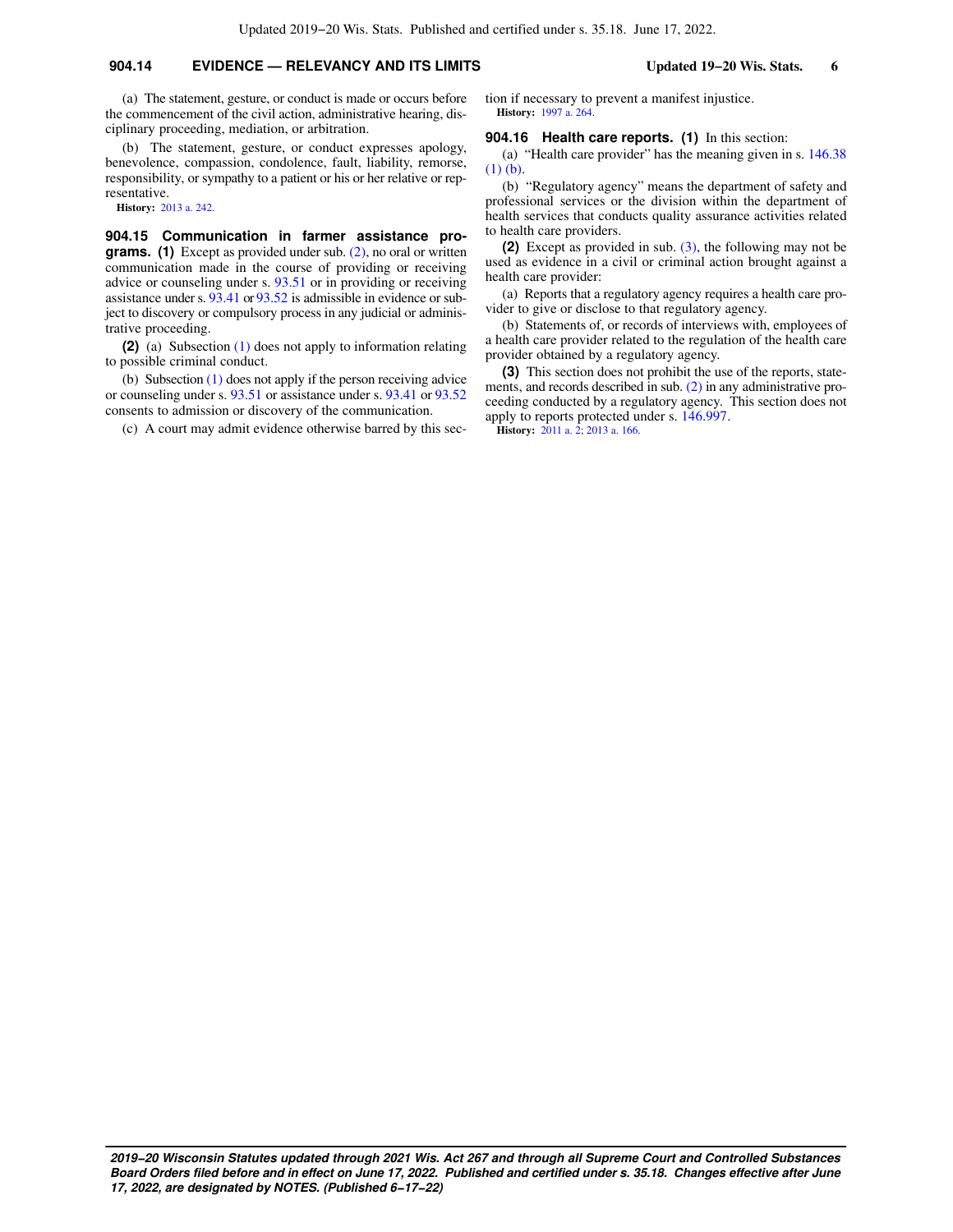(a) The statement, gesture, or conduct is made or occurs before the commencement of the civil action, administrative hearing, disciplinary proceeding, mediation, or arbitration.

(b) The statement, gesture, or conduct expresses apology, benevolence, compassion, condolence, fault, liability, remorse, responsibility, or sympathy to a patient or his or her relative or representative.

**History:** 2013 a. 242.

**904.15 Communication in farmer assistance programs. (1)** Except as provided under sub. (2), no oral or written communication made in the course of providing or receiving advice or counseling under s. 93.51 or in providing or receiving assistance under s. 93.41 or 93.52 is admissible in evidence or subject to discovery or compulsory process in any judicial or administrative proceeding.

**(2)** (a) Subsection (1) does not apply to information relating to possible criminal conduct.

(b) Subsection (1) does not apply if the person receiving advice or counseling under s. 93.51 or assistance under s. 93.41 or 93.52 consents to admission or discovery of the communication.

(c) A court may admit evidence otherwise barred by this section if necessary to prevent a manifest injustice.

**History:** 1997 a. 264.

**904.16 Health care reports. (1)** In this section:

(a) "Health care provider" has the meaning given in s. 146.38 (1) (b).

(b) "Regulatory agency" means the department of safety and professional services or the division within the department of health services that conducts quality assurance activities related to health care providers.

**(2)** Except as provided in sub. (3), the following may not be used as evidence in a civil or criminal action brought against a health care provider:

(a) Reports that a regulatory agency requires a health care provider to give or disclose to that regulatory agency.

(b) Statements of, or records of interviews with, employees of a health care provider related to the regulation of the health care provider obtained by a regulatory agency.

**(3)** This section does not prohibit the use of the reports, statements, and records described in sub. (2) in any administrative proceeding conducted by a regulatory agency. This section does not apply to reports protected under s. 146.997.

**History:** 2011 a. 2; 2013 a. 166.